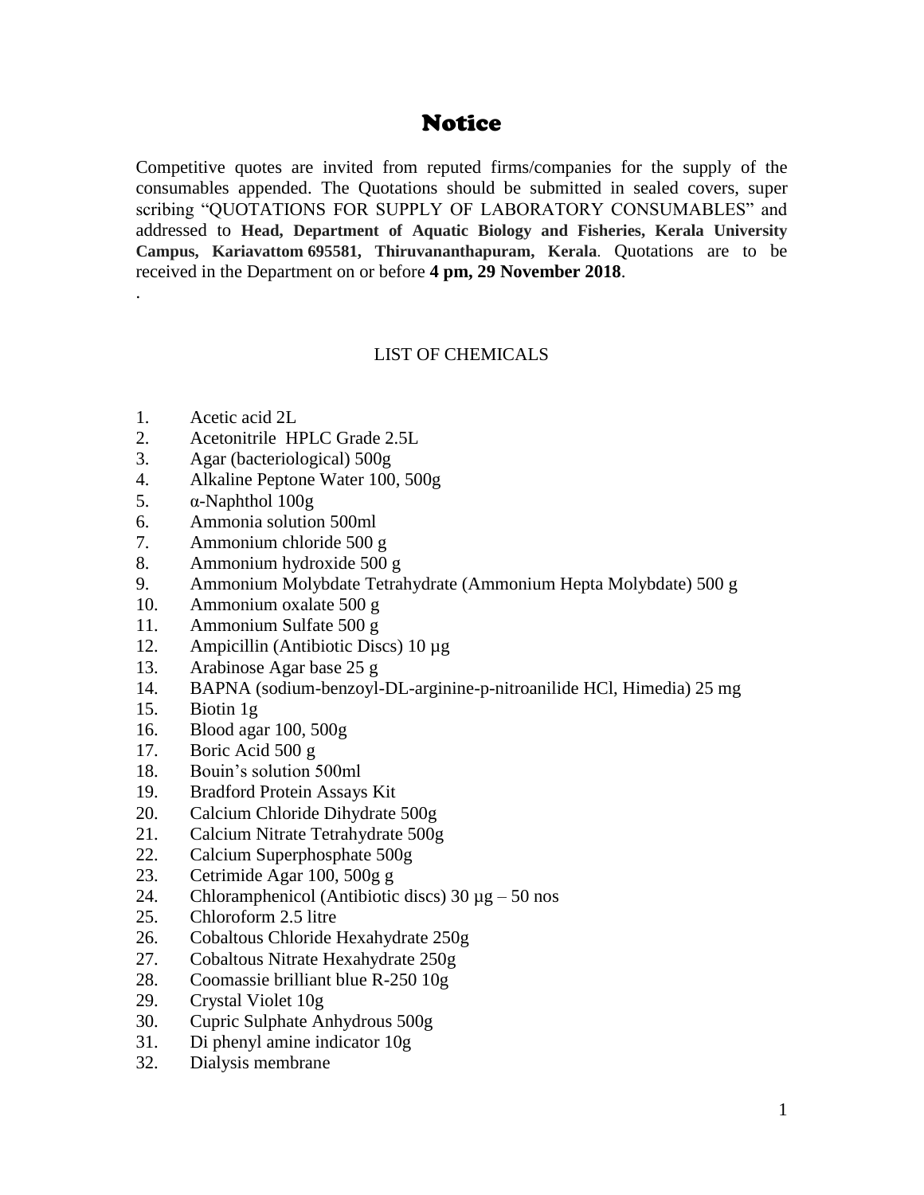# Notice

Competitive quotes are invited from reputed firms/companies for the supply of the consumables appended. The Quotations should be submitted in sealed covers, super scribing "QUOTATIONS FOR SUPPLY OF LABORATORY CONSUMABLES" and addressed to **Head, Department of Aquatic Biology and Fisheries, Kerala University Campus, Kariavattom 695581, Thiruvananthapuram, Kerala**. Quotations are to be received in the Department on or before **4 pm, 29 November 2018**.

.

## LIST OF CHEMICALS

1. Acetic acid 2L
2. Acetonitrile HPLC Grade 2.5L
3. Agar (bacteriological) 500g
4. Alkaline Peptone Water 100, 500g
5. α-Naphthol 100g
6. Ammonia solution 500ml
7. Ammonium chloride 500 g
8. Ammonium hydroxide 500 g
9. Ammonium Molybdate Tetrahydrate (Ammonium Hepta Molybdate) 500 g
10. Ammonium oxalate 500 g
11. Ammonium Sulfate 500 g
12. Ampicillin (Antibiotic Discs) 10 µg
13. Arabinose Agar base 25 g
14. BAPNA (sodium-benzoyl-DL-arginine-p-nitroanilide HCl, Himedia) 25 mg
15. Biotin 1g
16. Blood agar 100, 500g
17. Boric Acid 500 g
18. Bouin's solution 500ml
19. Bradford Protein Assays Kit
20. Calcium Chloride Dihydrate 500g
21. Calcium Nitrate Tetrahydrate 500g
22. Calcium Superphosphate 500g
23. Cetrimide Agar 100, 500g g
24. Chloramphenicol (Antibiotic discs) 30 µg – 50 nos
25. Chloroform 2.5 litre
26. Cobaltous Chloride Hexahydrate 250g
27. Cobaltous Nitrate Hexahydrate 250g
28. Coomassie brilliant blue R-250 10g
29. Crystal Violet 10g
30. Cupric Sulphate Anhydrous 500g
31. Di phenyl amine indicator 10g
32. Dialysis membrane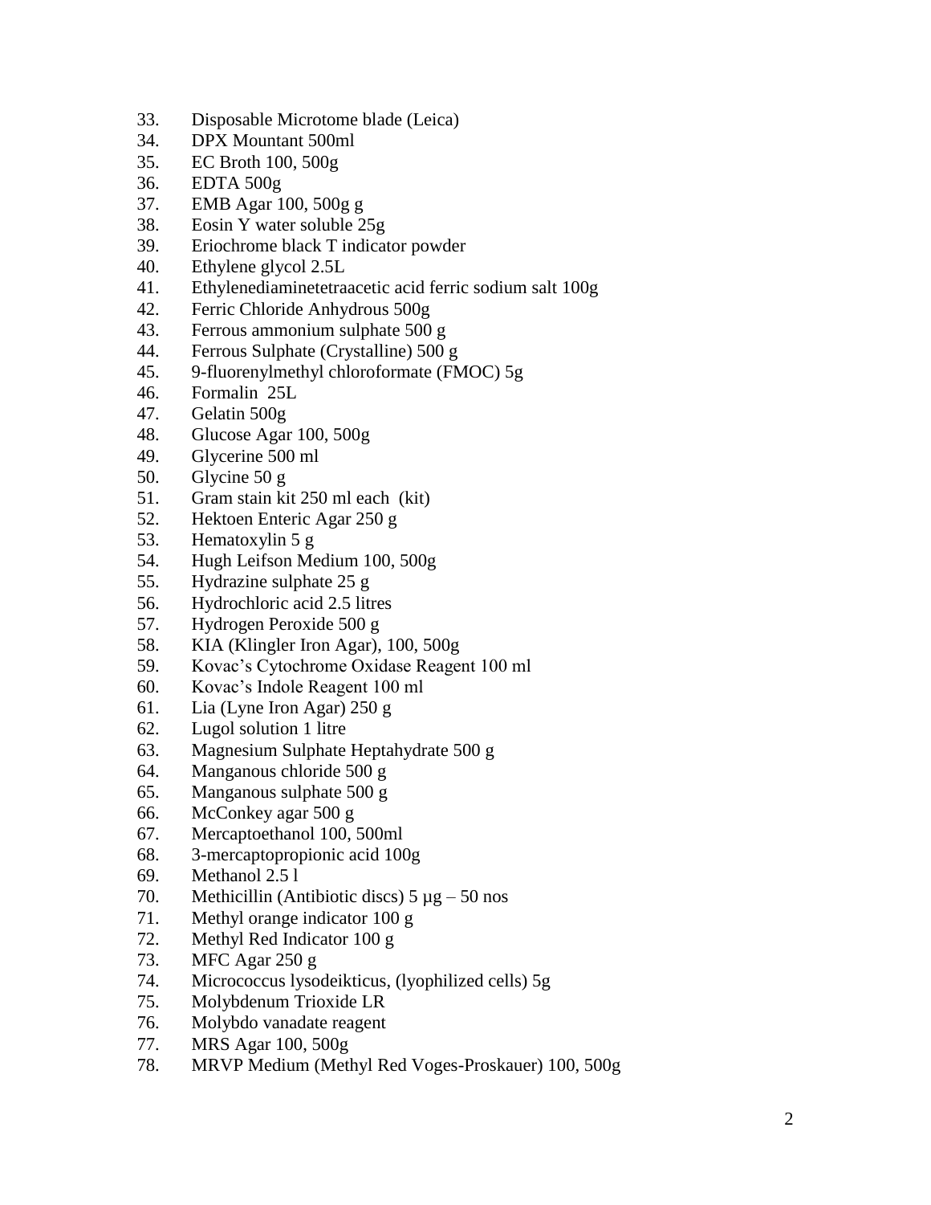33. Disposable Microtome blade (Leica)
34. DPX Mountant 500ml
35. EC Broth 100, 500g
36. EDTA 500g
37. EMB Agar 100, 500g g
38. Eosin Y water soluble 25g
39. Eriochrome black T indicator powder
40. Ethylene glycol 2.5L
41. Ethylenediaminetetraacetic acid ferric sodium salt 100g
42. Ferric Chloride Anhydrous 500g
43. Ferrous ammonium sulphate 500 g
44. Ferrous Sulphate (Crystalline) 500 g
45. 9-fluorenylmethyl chloroformate (FMOC) 5g
46. Formalin 25L
47. Gelatin 500g
48. Glucose Agar 100, 500g
49. Glycerine 500 ml
50. Glycine 50 g
51. Gram stain kit 250 ml each (kit)
52. Hektoen Enteric Agar 250 g
53. Hematoxylin 5 g
54. Hugh Leifson Medium 100, 500g
55. Hydrazine sulphate 25 g
56. Hydrochloric acid 2.5 litres
57. Hydrogen Peroxide 500 g
58. KIA (Klingler Iron Agar), 100, 500g
59. Kovac's Cytochrome Oxidase Reagent 100 ml
60. Kovac's Indole Reagent 100 ml
61. Lia (Lyne Iron Agar) 250 g
62. Lugol solution 1 litre
63. Magnesium Sulphate Heptahydrate 500 g
64. Manganous chloride 500 g
65. Manganous sulphate 500 g
66. McConkey agar 500 g
67. Mercaptoethanol 100, 500ml
68. 3-mercaptopropionic acid 100g
69. Methanol 2.5 l
70. Methicillin (Antibiotic discs) 5 µg – 50 nos
71. Methyl orange indicator 100 g
72. Methyl Red Indicator 100 g
73. MFC Agar 250 g
74. Micrococcus lysodeikticus, (lyophilized cells) 5g
75. Molybdenum Trioxide LR
76. Molybdo vanadate reagent
77. MRS Agar 100, 500g
78. MRVP Medium (Methyl Red Voges-Proskauer) 100, 500g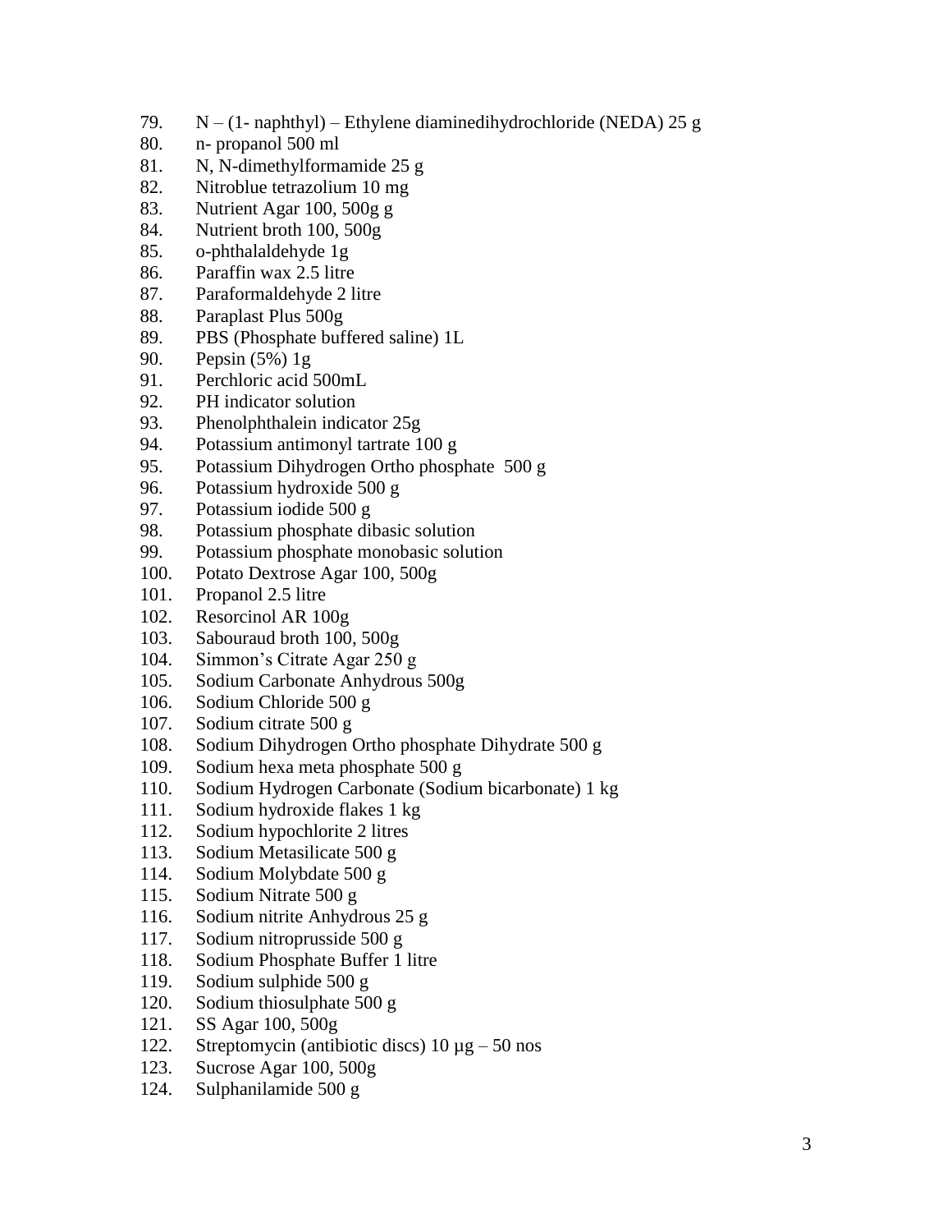79. N – (1- naphthyl) – Ethylene diaminedihydrochloride (NEDA) 25 g
80. n- propanol 500 ml
81. N, N-dimethylformamide 25 g
82. Nitroblue tetrazolium 10 mg
83. Nutrient Agar 100, 500g g
84. Nutrient broth 100, 500g
85. o-phthalaldehyde 1g
86. Paraffin wax 2.5 litre
87. Paraformaldehyde 2 litre
88. Paraplast Plus 500g
89. PBS (Phosphate buffered saline) 1L
90. Pepsin (5%) 1g
91. Perchloric acid 500mL
92. PH indicator solution
93. Phenolphthalein indicator 25g
94. Potassium antimonyl tartrate 100 g
95. Potassium Dihydrogen Ortho phosphate 500 g
96. Potassium hydroxide 500 g
97. Potassium iodide 500 g
98. Potassium phosphate dibasic solution
99. Potassium phosphate monobasic solution
100. Potato Dextrose Agar 100, 500g
101. Propanol 2.5 litre
102. Resorcinol AR 100g
103. Sabouraud broth 100, 500g
104. Simmon's Citrate Agar 250 g
105. Sodium Carbonate Anhydrous 500g
106. Sodium Chloride 500 g
107. Sodium citrate 500 g
108. Sodium Dihydrogen Ortho phosphate Dihydrate 500 g
109. Sodium hexa meta phosphate 500 g
110. Sodium Hydrogen Carbonate (Sodium bicarbonate) 1 kg
111. Sodium hydroxide flakes 1 kg
112. Sodium hypochlorite 2 litres
113. Sodium Metasilicate 500 g
114. Sodium Molybdate 500 g
115. Sodium Nitrate 500 g
116. Sodium nitrite Anhydrous 25 g
117. Sodium nitroprusside 500 g
118. Sodium Phosphate Buffer 1 litre
119. Sodium sulphide 500 g
120. Sodium thiosulphate 500 g
121. SS Agar 100, 500g
122. Streptomycin (antibiotic discs) 10 µg – 50 nos
123. Sucrose Agar 100, 500g
124. Sulphanilamide 500 g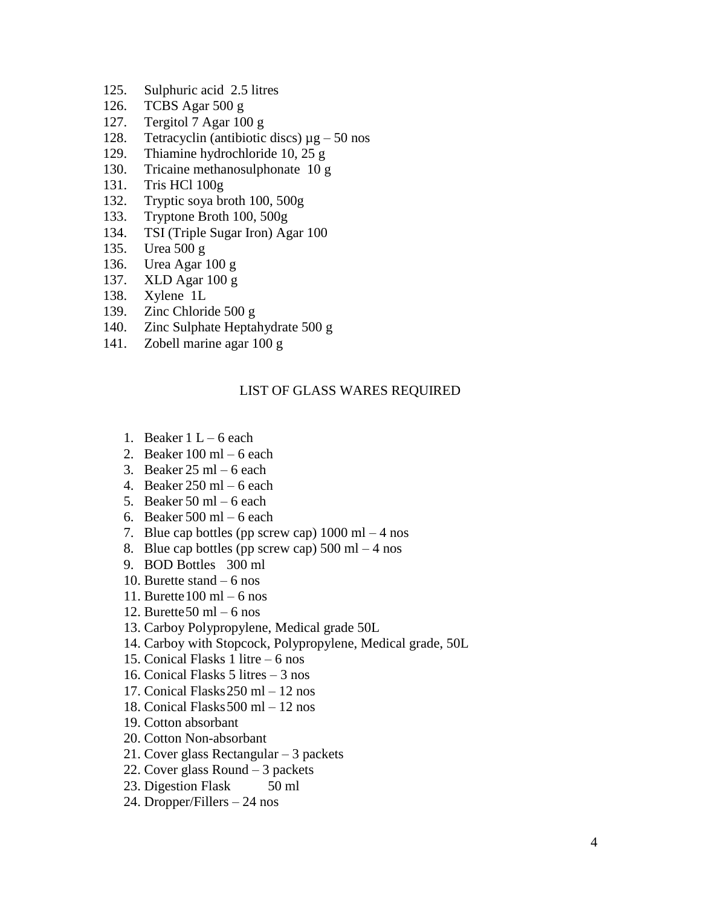125. Sulphuric acid 2.5 litres
126. TCBS Agar 500 g
127. Tergitol 7 Agar 100 g
128. Tetracyclin (antibiotic discs) µg – 50 nos
129. Thiamine hydrochloride 10, 25 g
130. Tricaine methanosulphonate 10 g
131. Tris HCl 100g
132. Tryptic soya broth 100, 500g
133. Tryptone Broth 100, 500g
134. TSI (Triple Sugar Iron) Agar 100
135. Urea 500 g
136. Urea Agar 100 g
137. XLD Agar 100 g
138. Xylene 1L
139. Zinc Chloride 500 g
140. Zinc Sulphate Heptahydrate 500 g
141. Zobell marine agar 100 g

## LIST OF GLASS WARES REQUIRED

1. Beaker 1 L – 6 each
2. Beaker 100 ml – 6 each
3. Beaker 25 ml – 6 each
4. Beaker 250 ml – 6 each
5. Beaker 50 ml – 6 each
6. Beaker 500 ml – 6 each
7. Blue cap bottles (pp screw cap) 1000 ml – 4 nos
8. Blue cap bottles (pp screw cap) 500 ml – 4 nos
9. BOD Bottles 300 ml
10. Burette stand – 6 nos
11. Burette 100 ml – 6 nos
12. Burette 50 ml – 6 nos
13. Carboy Polypropylene, Medical grade 50L
14. Carboy with Stopcock, Polypropylene, Medical grade, 50L
15. Conical Flasks 1 litre – 6 nos
16. Conical Flasks 5 litres – 3 nos
17. Conical Flasks 250 ml – 12 nos
18. Conical Flasks 500 ml – 12 nos
19. Cotton absorbant
20. Cotton Non-absorbant
21. Cover glass Rectangular – 3 packets
22. Cover glass Round – 3 packets
23. Digestion Flask 50 ml
24. Dropper/Fillers – 24 nos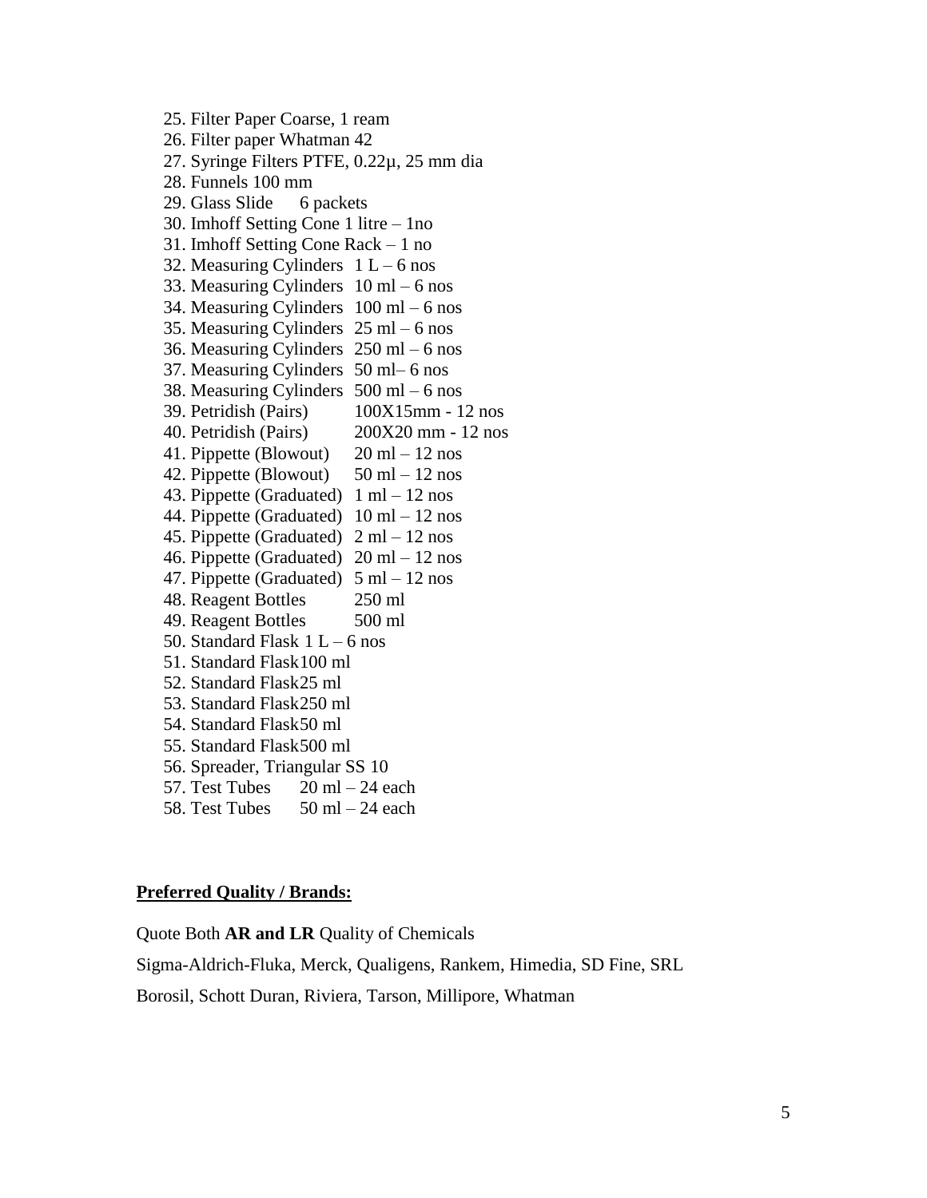25. Filter Paper Coarse, 1 ream
26. Filter paper Whatman 42
27. Syringe Filters PTFE, 0.22µ, 25 mm dia
28. Funnels 100 mm
29. Glass Slide 6 packets
30. Imhoff Setting Cone 1 litre – 1no
31. Imhoff Setting Cone Rack – 1 no
32. Measuring Cylinders 1 L – 6 nos
33. Measuring Cylinders 10 ml – 6 nos
34. Measuring Cylinders 100 ml – 6 nos
35. Measuring Cylinders 25 ml – 6 nos
36. Measuring Cylinders 250 ml – 6 nos
37. Measuring Cylinders 50 ml– 6 nos
38. Measuring Cylinders 500 ml – 6 nos
39. Petridish (Pairs) 100X15mm - 12 nos
40. Petridish (Pairs) 200X20 mm - 12 nos
41. Pippette (Blowout) 20 ml – 12 nos
42. Pippette (Blowout) 50 ml – 12 nos
43. Pippette (Graduated) 1 ml – 12 nos
44. Pippette (Graduated) 10 ml – 12 nos
45. Pippette (Graduated) 2 ml – 12 nos
46. Pippette (Graduated) 20 ml – 12 nos
47. Pippette (Graduated) 5 ml – 12 nos
48. Reagent Bottles 250 ml
49. Reagent Bottles 500 ml
50. Standard Flask 1 L – 6 nos
51. Standard Flask100 ml
52. Standard Flask25 ml
53. Standard Flask250 ml
54. Standard Flask50 ml
55. Standard Flask500 ml
56. Spreader, Triangular SS 10
57. Test Tubes 20 ml – 24 each
58. Test Tubes 50 ml – 24 each

**<u>Preferred Quality / Brands:</u>**

Quote Both **AR and LR** Quality of Chemicals

Sigma-Aldrich-Fluka, Merck, Qualigens, Rankem, Himedia, SD Fine, SRL

Borosil, Schott Duran, Riviera, Tarson, Millipore, Whatman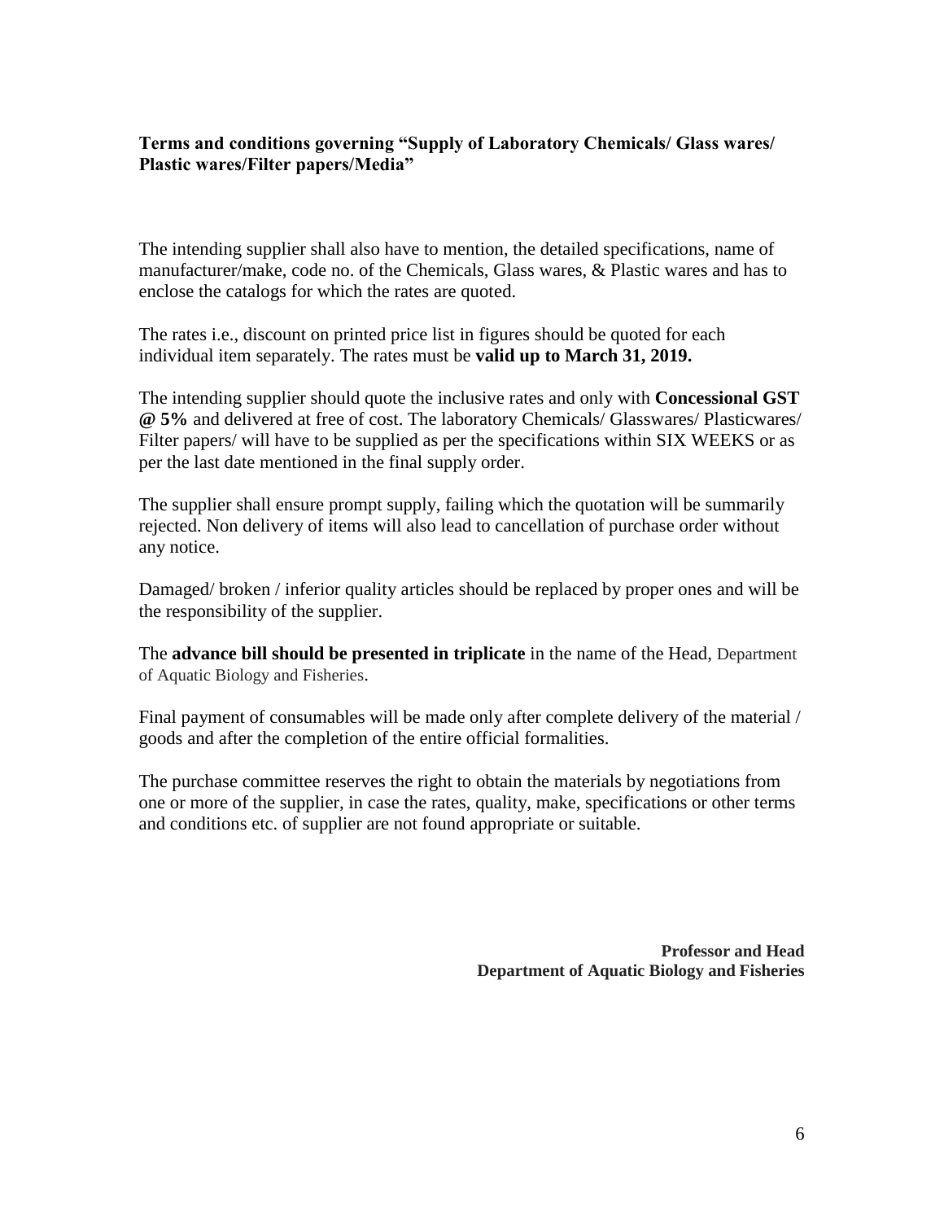**Terms and conditions governing "Supply of Laboratory Chemicals/ Glass wares/ Plastic wares/Filter papers/Media"**

The intending supplier shall also have to mention, the detailed specifications, name of manufacturer/make, code no. of the Chemicals, Glass wares, & Plastic wares and has to enclose the catalogs for which the rates are quoted.

The rates i.e., discount on printed price list in figures should be quoted for each individual item separately. The rates must be **valid up to March 31, 2019.**

The intending supplier should quote the inclusive rates and only with **Concessional GST @ 5%** and delivered at free of cost. The laboratory Chemicals/ Glasswares/ Plasticwares/ Filter papers/ will have to be supplied as per the specifications within SIX WEEKS or as per the last date mentioned in the final supply order.

The supplier shall ensure prompt supply, failing which the quotation will be summarily rejected. Non delivery of items will also lead to cancellation of purchase order without any notice.

Damaged/ broken / inferior quality articles should be replaced by proper ones and will be the responsibility of the supplier.

The **advance bill should be presented in triplicate** in the name of the Head, Department of Aquatic Biology and Fisheries.

Final payment of consumables will be made only after complete delivery of the material / goods and after the completion of the entire official formalities.

The purchase committee reserves the right to obtain the materials by negotiations from one or more of the supplier, in case the rates, quality, make, specifications or other terms and conditions etc. of supplier are not found appropriate or suitable.

**Professor and Head**
**Department of Aquatic Biology and Fisheries**